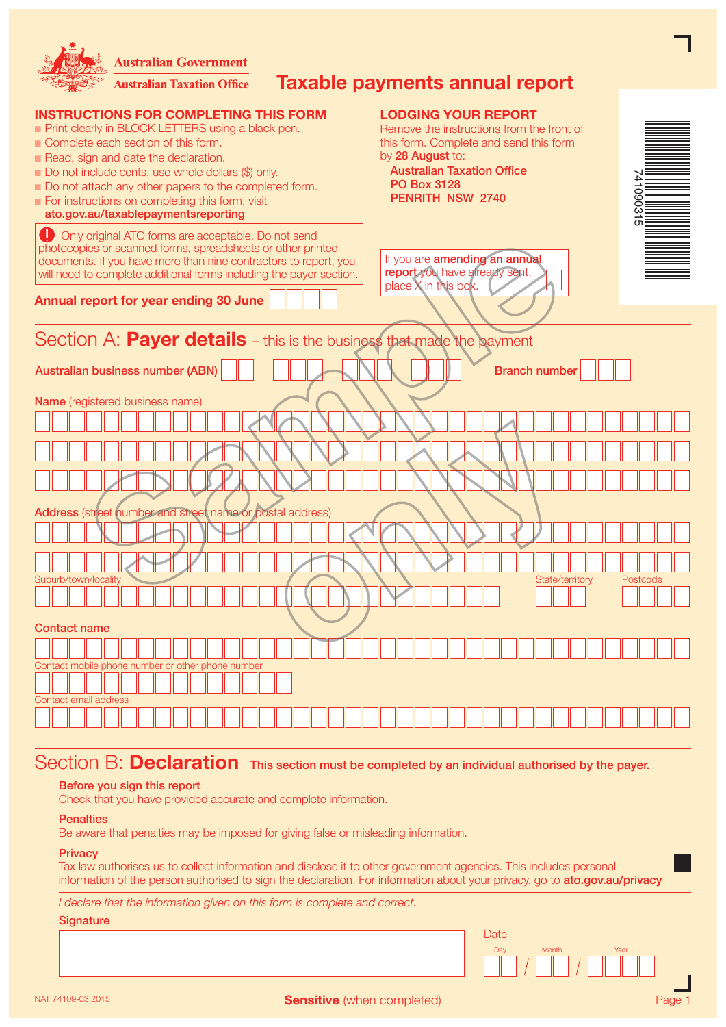Australian Government
Australian Taxation Office

# Taxable payments annual report

## INSTRUCTIONS FOR COMPLETING THIS FORM

- Print clearly in BLOCK LETTERS using a black pen.
- Complete each section of this form.
- Read, sign and date the declaration.
- Do not include cents, use whole dollars ($) only.
- Do not attach any other papers to the completed form.
- For instructions on completing this form, visit **ato.gov.au/taxablepaymentsreporting**

! Only original ATO forms are acceptable. Do not send photocopies or scanned forms, spreadsheets or other printed documents. If you have more than nine contractors to report, you will need to complete additional forms including the payer section.

## LODGING YOUR REPORT

Remove the instructions from the front of this form. Complete and send this form by **28 August** to:

**Australian Taxation Office**
**PO Box 3128**
**PENRITH NSW 2740**

If you are **amending an annual report** you have already sent, place X in this box. ☐

**Annual report for year ending 30 June** ☐☐☐☐

## Section A: **Payer details** – this is the business that made the payment

**Australian business number (ABN)** ☐☐ ☐☐☐ ☐☐☐ ☐☐☐ **Branch number** ☐☐☐

**Name** (registered business name)

**Address** (street number and street name or postal address)

Suburb/town/locality

State/territory

Postcode

**Contact name**

Contact mobile phone number or other phone number

Contact email address

## Section B: **Declaration** This section must be completed by an individual authorised by the payer.

**Before you sign this report**
Check that you have provided accurate and complete information.

**Penalties**
Be aware that penalties may be imposed for giving false or misleading information.

**Privacy**
Tax law authorises us to collect information and disclose it to other government agencies. This includes personal information of the person authorised to sign the declaration. For information about your privacy, go to **ato.gov.au/privacy**

*I declare that the information given on this form is complete and correct.*

**Signature**

Date
Day / Month / Year

NAT 74109-03.2015

**Sensitive** (when completed)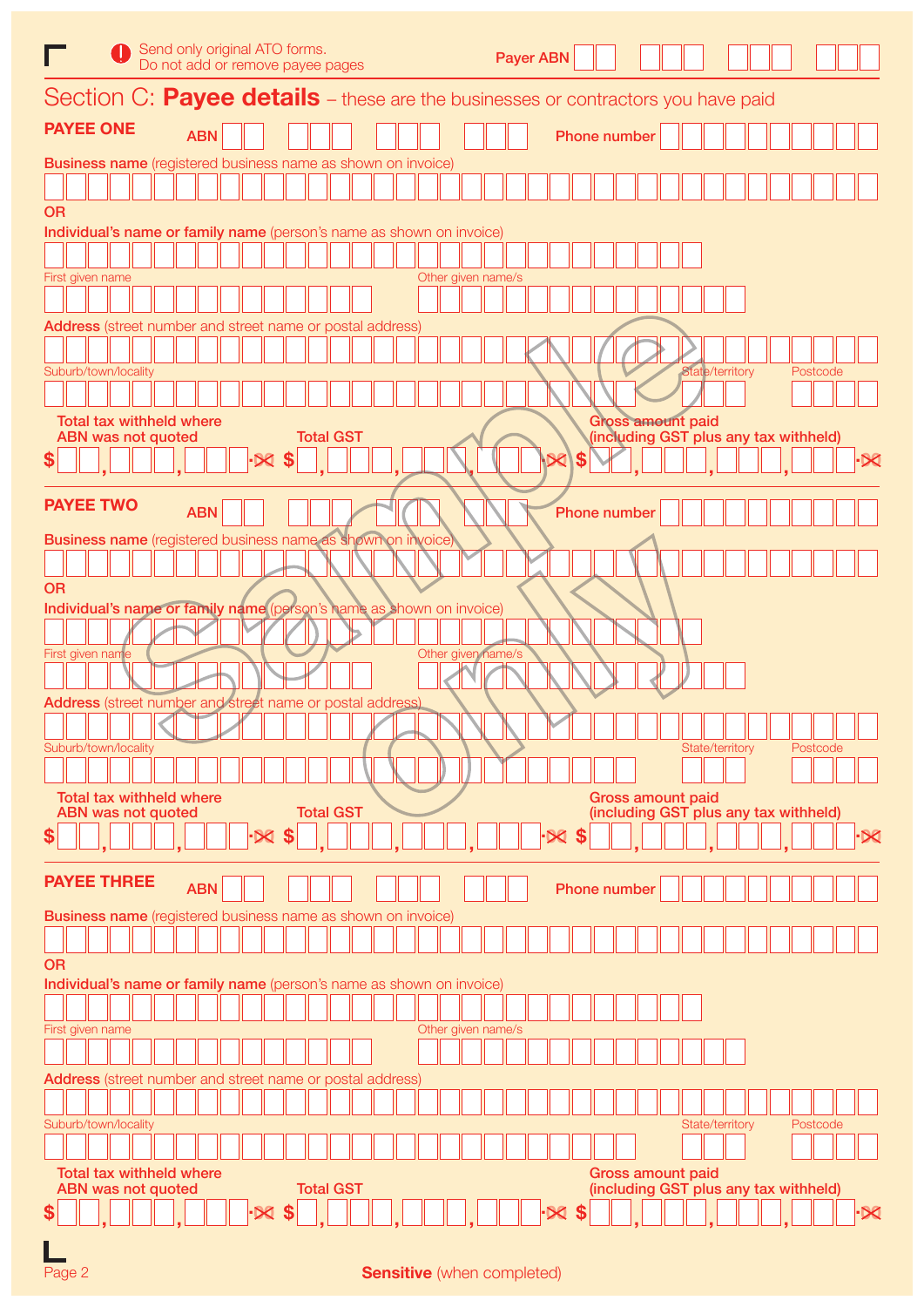Send only original ATO forms.
Do not add or remove payee pages

Payer ABN

## Section C: **Payee details** – these are the businesses or contractors you have paid

### PAYEE ONE

ABN

Phone number

**Business name** (registered business name as shown on invoice)

OR

**Individual's name or family name** (person's name as shown on invoice)

First given name

Other given name/s

**Address** (street number and street name or postal address)

Suburb/town/locality

State/territory

Postcode

Total tax withheld where ABN was not quoted $ , , .

Total GST $ , , , .

Gross amount paid (including GST plus any tax withheld) $ , , , .

### PAYEE TWO

ABN

Phone number

**Business name** (registered business name as shown on invoice)

OR

**Individual's name or family name** (person's name as shown on invoice)

First given name

Other given name/s

**Address** (street number and street name or postal address)

Suburb/town/locality

State/territory

Postcode

Total tax withheld where ABN was not quoted $ , , .

Total GST $ , , , .

Gross amount paid (including GST plus any tax withheld) $ , , , .

### PAYEE THREE

ABN

Phone number

**Business name** (registered business name as shown on invoice)

OR

**Individual's name or family name** (person's name as shown on invoice)

First given name

Other given name/s

**Address** (street number and street name or postal address)

Suburb/town/locality

State/territory

Postcode

Total tax withheld where ABN was not quoted $ , , .

Total GST $ , , , .

Gross amount paid (including GST plus any tax withheld) $ , , , .

Sample only

**Sensitive** (when completed)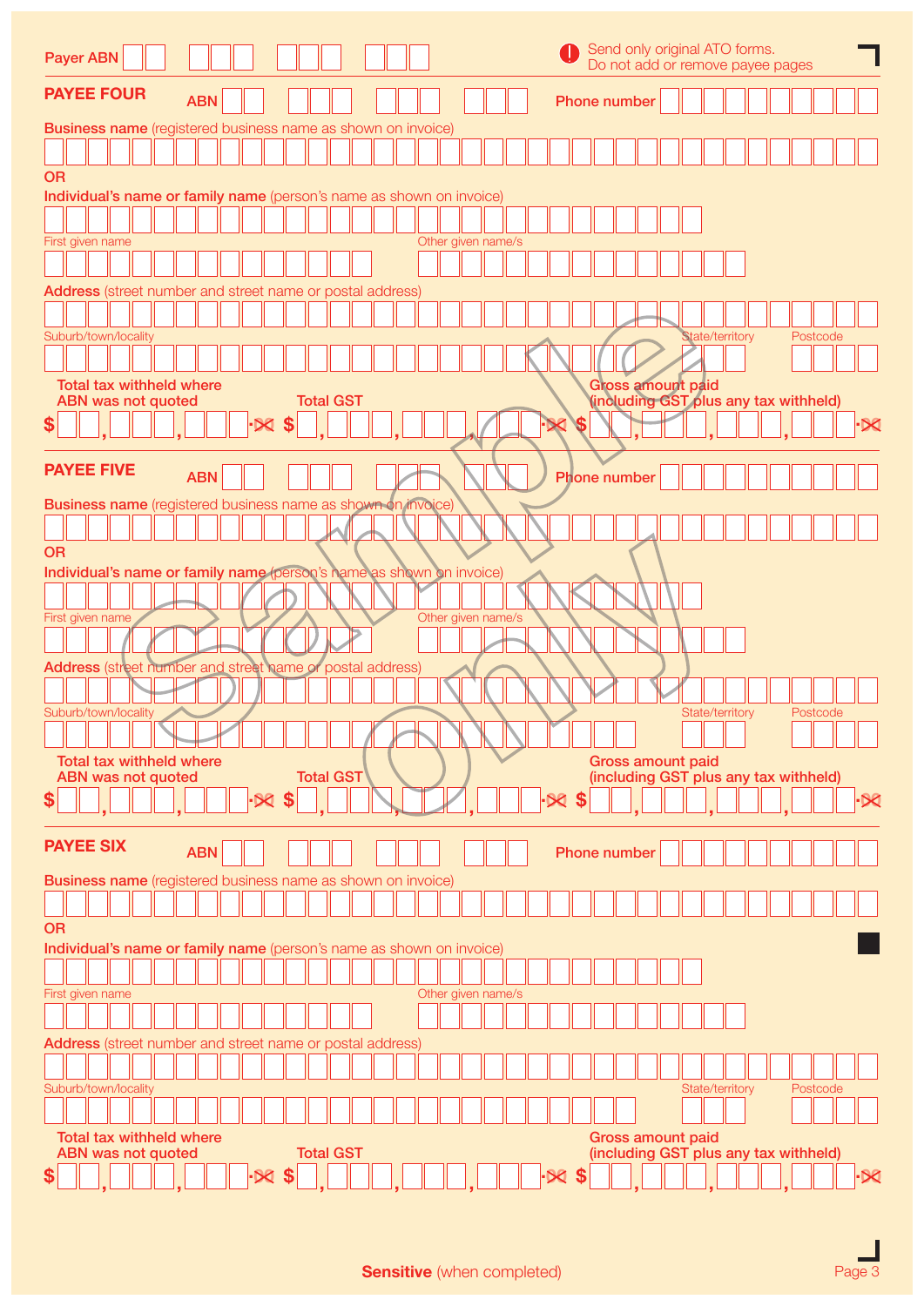Payer ABN

Send only original ATO forms.
Do not add or remove payee pages

## PAYEE FOUR

ABN

Phone number

**Business name** (registered business name as shown on invoice)

OR

**Individual's name or family name** (person's name as shown on invoice)

First given name

Other given name/s

**Address** (street number and street name or postal address)

Suburb/town/locality

State/territory

Postcode

Total tax withheld where ABN was not quoted

$ , , .

Total GST

$ , , .

Gross amount paid (including GST plus any tax withheld)

$ , , , .

## PAYEE FIVE

ABN

Phone number

**Business name** (registered business name as shown on invoice)

OR

**Individual's name or family name** (person's name as shown on invoice)

First given name

Other given name/s

**Address** (street number and street name or postal address)

Suburb/town/locality

State/territory

Postcode

Total tax withheld where ABN was not quoted

$ , , .

Total GST

$ , , .

Gross amount paid (including GST plus any tax withheld)

$ , , , .

## PAYEE SIX

ABN

Phone number

**Business name** (registered business name as shown on invoice)

OR

**Individual's name or family name** (person's name as shown on invoice)

First given name

Other given name/s

**Address** (street number and street name or postal address)

Suburb/town/locality

State/territory

Postcode

Total tax withheld where ABN was not quoted

$ , , .

Total GST

$ , , .

Gross amount paid (including GST plus any tax withheld)

$ , , , .

**Sensitive** (when completed)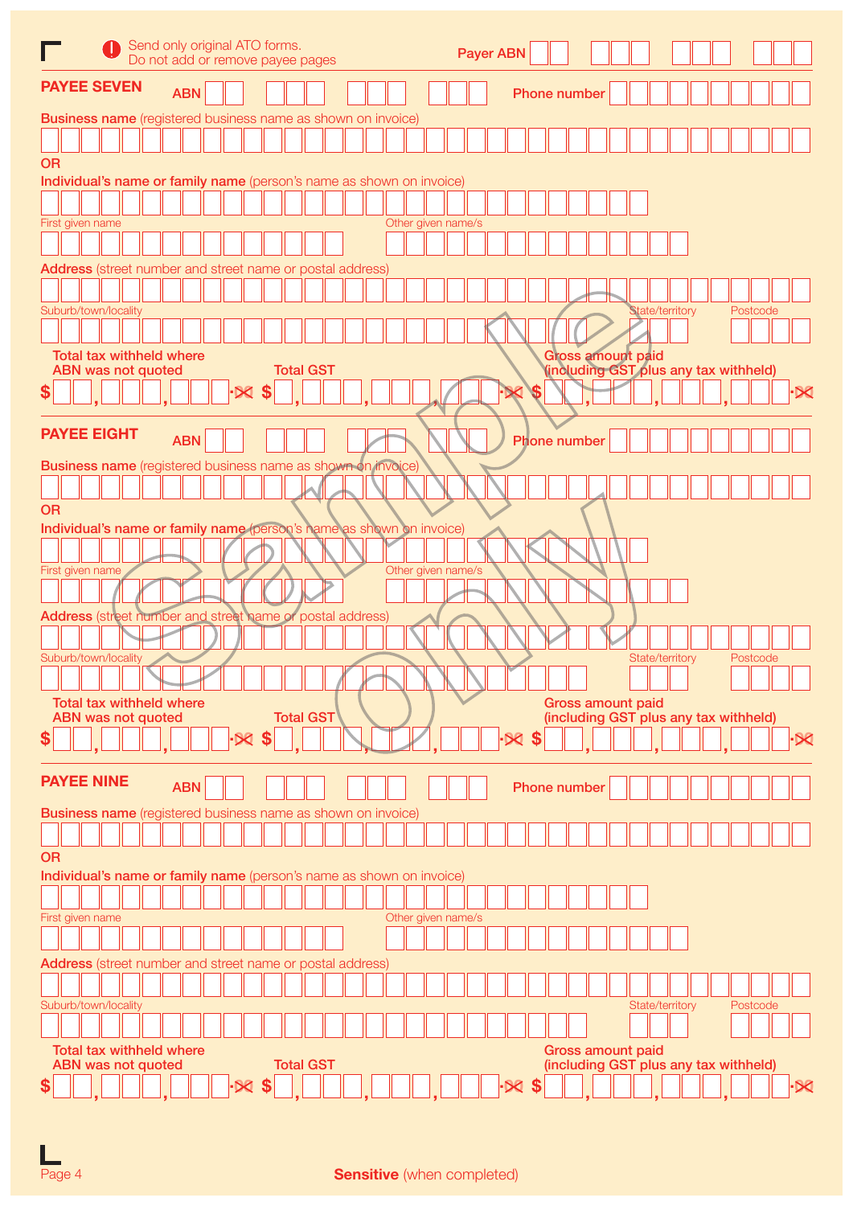Send only original ATO forms.
Do not add or remove payee pages

Payer ABN

## PAYEE SEVEN

ABN

Phone number

**Business name** (registered business name as shown on invoice)

OR

**Individual's name or family name** (person's name as shown on invoice)

First given name

Other given name/s

**Address** (street number and street name or postal address)

Suburb/town/locality

State/territory

Postcode

Total tax withheld where ABN was not quoted

$ , , .

Total GST

$ , , , .

Gross amount paid (including GST plus any tax withheld)

$ , , , .

## PAYEE EIGHT

ABN

Phone number

**Business name** (registered business name as shown on invoice)

OR

**Individual's name or family name** (person's name as shown on invoice)

First given name

Other given name/s

**Address** (street number and street name or postal address)

Suburb/town/locality

State/territory

Postcode

Total tax withheld where ABN was not quoted

$ , , .

Total GST

$ , , , .

Gross amount paid (including GST plus any tax withheld)

$ , , , .

## PAYEE NINE

ABN

Phone number

**Business name** (registered business name as shown on invoice)

OR

**Individual's name or family name** (person's name as shown on invoice)

First given name

Other given name/s

**Address** (street number and street name or postal address)

Suburb/town/locality

State/territory

Postcode

Total tax withheld where ABN was not quoted

$ , , .

Total GST

$ , , , .

Gross amount paid (including GST plus any tax withheld)

$ , , , .

Sample only

**Sensitive** (when completed)